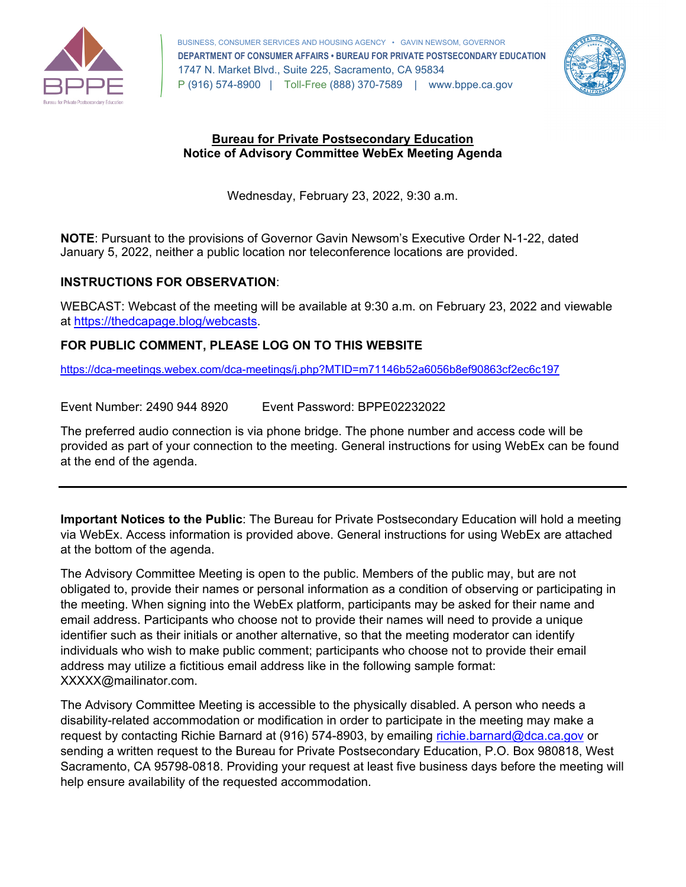BUSINESS, CONSUMER SERVICES AND HOUSING AGENCY • GAVIN NEWSOM, GOVERNOR
**DEPARTMENT OF CONSUMER AFFAIRS • BUREAU FOR PRIVATE POSTSECONDARY EDUCATION**
1747 N. Market Blvd., Suite 225, Sacramento, CA 95834
P (916) 574-8900 | Toll-Free (888) 370-7589 | www.bppe.ca.gov

# Bureau for Private Postsecondary Education
## Notice of Advisory Committee WebEx Meeting Agenda

Wednesday, February 23, 2022, 9:30 a.m.

**NOTE**: Pursuant to the provisions of Governor Gavin Newsom's Executive Order N-1-22, dated January 5, 2022, neither a public location nor teleconference locations are provided.

**INSTRUCTIONS FOR OBSERVATION**:

WEBCAST: Webcast of the meeting will be available at 9:30 a.m. on February 23, 2022 and viewable at https://thedcapage.blog/webcasts.

**FOR PUBLIC COMMENT, PLEASE LOG ON TO THIS WEBSITE**

https://dca-meetings.webex.com/dca-meetings/j.php?MTID=m71146b52a6056b8ef90863cf2ec6c197

Event Number: 2490 944 8920 Event Password: BPPE02232022

The preferred audio connection is via phone bridge. The phone number and access code will be provided as part of your connection to the meeting. General instructions for using WebEx can be found at the end of the agenda.

---

**Important Notices to the Public**: The Bureau for Private Postsecondary Education will hold a meeting via WebEx. Access information is provided above. General instructions for using WebEx are attached at the bottom of the agenda.

The Advisory Committee Meeting is open to the public. Members of the public may, but are not obligated to, provide their names or personal information as a condition of observing or participating in the meeting. When signing into the WebEx platform, participants may be asked for their name and email address. Participants who choose not to provide their names will need to provide a unique identifier such as their initials or another alternative, so that the meeting moderator can identify individuals who wish to make public comment; participants who choose not to provide their email address may utilize a fictitious email address like in the following sample format: XXXXX@mailinator.com.

The Advisory Committee Meeting is accessible to the physically disabled. A person who needs a disability-related accommodation or modification in order to participate in the meeting may make a request by contacting Richie Barnard at (916) 574-8903, by emailing richie.barnard@dca.ca.gov or sending a written request to the Bureau for Private Postsecondary Education, P.O. Box 980818, West Sacramento, CA 95798-0818. Providing your request at least five business days before the meeting will help ensure availability of the requested accommodation.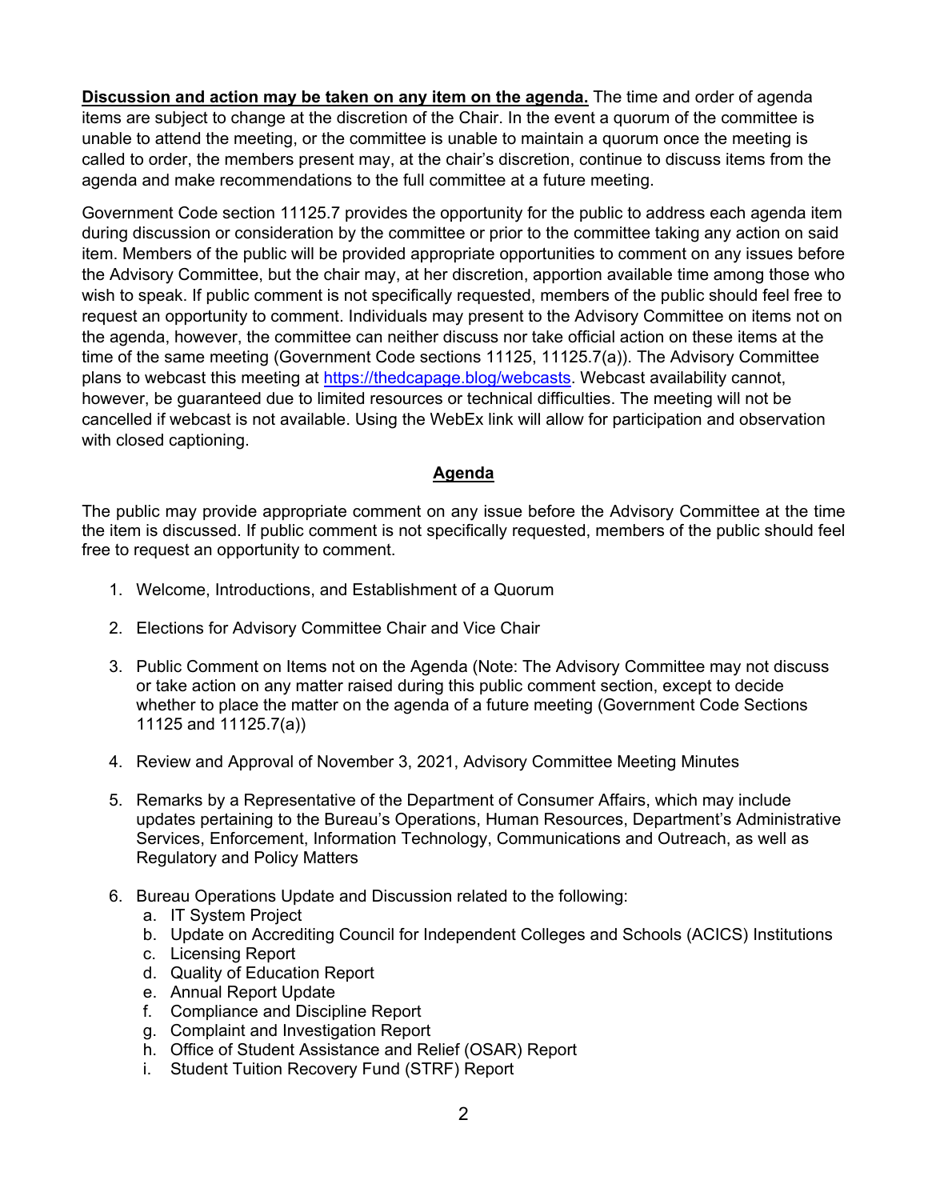**Discussion and action may be taken on any item on the agenda.** The time and order of agenda items are subject to change at the discretion of the Chair. In the event a quorum of the committee is unable to attend the meeting, or the committee is unable to maintain a quorum once the meeting is called to order, the members present may, at the chair's discretion, continue to discuss items from the agenda and make recommendations to the full committee at a future meeting.

Government Code section 11125.7 provides the opportunity for the public to address each agenda item during discussion or consideration by the committee or prior to the committee taking any action on said item. Members of the public will be provided appropriate opportunities to comment on any issues before the Advisory Committee, but the chair may, at her discretion, apportion available time among those who wish to speak. If public comment is not specifically requested, members of the public should feel free to request an opportunity to comment. Individuals may present to the Advisory Committee on items not on the agenda, however, the committee can neither discuss nor take official action on these items at the time of the same meeting (Government Code sections 11125, 11125.7(a)). The Advisory Committee plans to webcast this meeting at https://thedcapage.blog/webcasts. Webcast availability cannot, however, be guaranteed due to limited resources or technical difficulties. The meeting will not be cancelled if webcast is not available. Using the WebEx link will allow for participation and observation with closed captioning.

## Agenda

The public may provide appropriate comment on any issue before the Advisory Committee at the time the item is discussed. If public comment is not specifically requested, members of the public should feel free to request an opportunity to comment.

1. Welcome, Introductions, and Establishment of a Quorum
2. Elections for Advisory Committee Chair and Vice Chair
3. Public Comment on Items not on the Agenda (Note: The Advisory Committee may not discuss or take action on any matter raised during this public comment section, except to decide whether to place the matter on the agenda of a future meeting (Government Code Sections 11125 and 11125.7(a))
4. Review and Approval of November 3, 2021, Advisory Committee Meeting Minutes
5. Remarks by a Representative of the Department of Consumer Affairs, which may include updates pertaining to the Bureau's Operations, Human Resources, Department's Administrative Services, Enforcement, Information Technology, Communications and Outreach, as well as Regulatory and Policy Matters
6. Bureau Operations Update and Discussion related to the following:
   a. IT System Project
   b. Update on Accrediting Council for Independent Colleges and Schools (ACICS) Institutions
   c. Licensing Report
   d. Quality of Education Report
   e. Annual Report Update
   f. Compliance and Discipline Report
   g. Complaint and Investigation Report
   h. Office of Student Assistance and Relief (OSAR) Report
   i. Student Tuition Recovery Fund (STRF) Report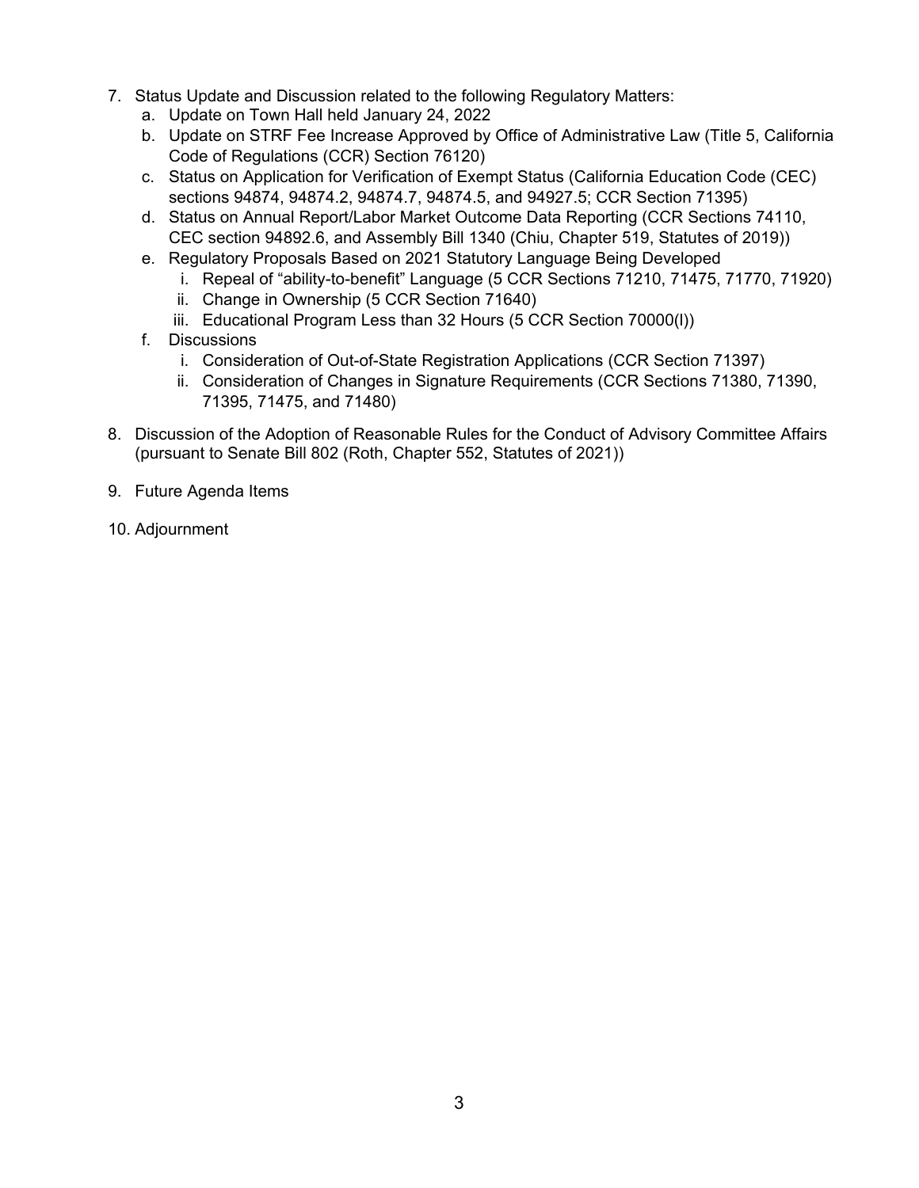7. Status Update and Discussion related to the following Regulatory Matters:
   a. Update on Town Hall held January 24, 2022
   b. Update on STRF Fee Increase Approved by Office of Administrative Law (Title 5, California Code of Regulations (CCR) Section 76120)
   c. Status on Application for Verification of Exempt Status (California Education Code (CEC) sections 94874, 94874.2, 94874.7, 94874.5, and 94927.5; CCR Section 71395)
   d. Status on Annual Report/Labor Market Outcome Data Reporting (CCR Sections 74110, CEC section 94892.6, and Assembly Bill 1340 (Chiu, Chapter 519, Statutes of 2019))
   e. Regulatory Proposals Based on 2021 Statutory Language Being Developed
      i. Repeal of "ability-to-benefit" Language (5 CCR Sections 71210, 71475, 71770, 71920)
      ii. Change in Ownership (5 CCR Section 71640)
      iii. Educational Program Less than 32 Hours (5 CCR Section 70000(l))
   f. Discussions
      i. Consideration of Out-of-State Registration Applications (CCR Section 71397)
      ii. Consideration of Changes in Signature Requirements (CCR Sections 71380, 71390, 71395, 71475, and 71480)

8. Discussion of the Adoption of Reasonable Rules for the Conduct of Advisory Committee Affairs (pursuant to Senate Bill 802 (Roth, Chapter 552, Statutes of 2021))

9. Future Agenda Items

10. Adjournment